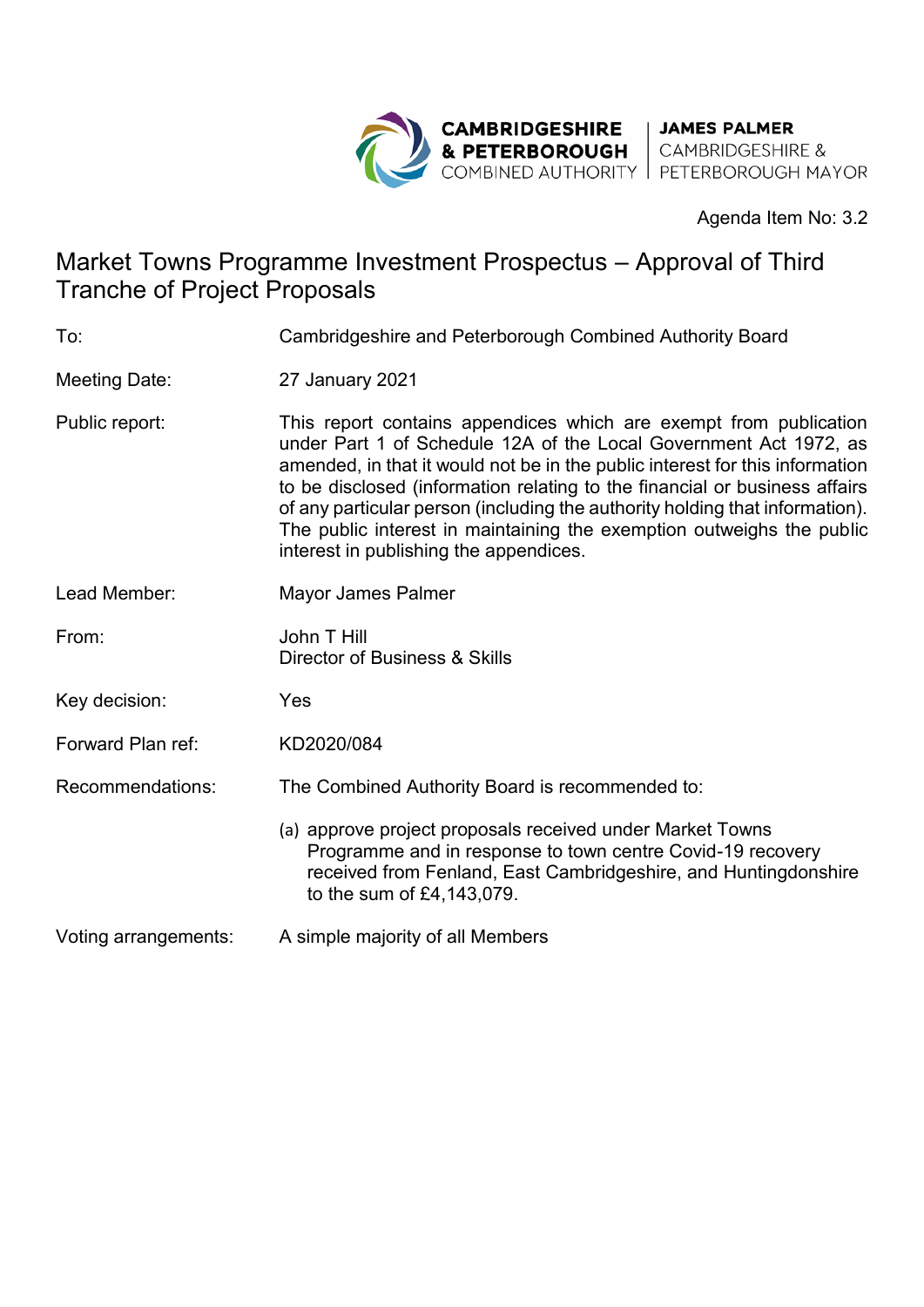CAMBRIDGESHIRE & PETERBOROUGH COMBINED AUTHORITY | JAMES PALMER CAMBRIDGESHIRE & PETERBOROUGH MAYOR

Agenda Item No: 3.2

# Market Towns Programme Investment Prospectus – Approval of Third Tranche of Project Proposals

| | |
|---|---|
| To: | Cambridgeshire and Peterborough Combined Authority Board |
| Meeting Date: | 27 January 2021 |
| Public report: | This report contains appendices which are exempt from publication under Part 1 of Schedule 12A of the Local Government Act 1972, as amended, in that it would not be in the public interest for this information to be disclosed (information relating to the financial or business affairs of any particular person (including the authority holding that information). The public interest in maintaining the exemption outweighs the public interest in publishing the appendices. |
| Lead Member: | Mayor James Palmer |
| From: | John T Hill<br>Director of Business & Skills |
| Key decision: | Yes |
| Forward Plan ref: | KD2020/084 |
| Recommendations: | The Combined Authority Board is recommended to:<br><br>(a) approve project proposals received under Market Towns Programme and in response to town centre Covid-19 recovery received from Fenland, East Cambridgeshire, and Huntingdonshire to the sum of £4,143,079. |
| Voting arrangements: | A simple majority of all Members |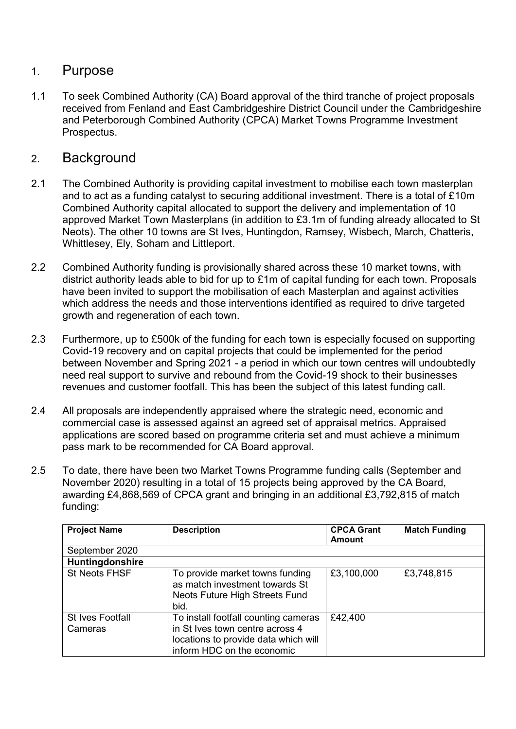## 1. Purpose

1.1 To seek Combined Authority (CA) Board approval of the third tranche of project proposals received from Fenland and East Cambridgeshire District Council under the Cambridgeshire and Peterborough Combined Authority (CPCA) Market Towns Programme Investment Prospectus.

## 2. Background

2.1 The Combined Authority is providing capital investment to mobilise each town masterplan and to act as a funding catalyst to securing additional investment. There is a total of £10m Combined Authority capital allocated to support the delivery and implementation of 10 approved Market Town Masterplans (in addition to £3.1m of funding already allocated to St Neots). The other 10 towns are St Ives, Huntingdon, Ramsey, Wisbech, March, Chatteris, Whittlesey, Ely, Soham and Littleport.

2.2 Combined Authority funding is provisionally shared across these 10 market towns, with district authority leads able to bid for up to £1m of capital funding for each town. Proposals have been invited to support the mobilisation of each Masterplan and against activities which address the needs and those interventions identified as required to drive targeted growth and regeneration of each town.

2.3 Furthermore, up to £500k of the funding for each town is especially focused on supporting Covid-19 recovery and on capital projects that could be implemented for the period between November and Spring 2021 - a period in which our town centres will undoubtedly need real support to survive and rebound from the Covid-19 shock to their businesses revenues and customer footfall. This has been the subject of this latest funding call.

2.4 All proposals are independently appraised where the strategic need, economic and commercial case is assessed against an agreed set of appraisal metrics. Appraised applications are scored based on programme criteria set and must achieve a minimum pass mark to be recommended for CA Board approval.

2.5 To date, there have been two Market Towns Programme funding calls (September and November 2020) resulting in a total of 15 projects being approved by the CA Board, awarding £4,868,569 of CPCA grant and bringing in an additional £3,792,815 of match funding:

| Project Name | Description | CPCA Grant Amount | Match Funding |
|---|---|---|---|
| September 2020 | | | |
| **Huntingdonshire** | | | |
| St Neots FHSF | To provide market towns funding as match investment towards St Neots Future High Streets Fund bid. | £3,100,000 | £3,748,815 |
| St Ives Footfall Cameras | To install footfall counting cameras in St Ives town centre across 4 locations to provide data which will inform HDC on the economic | £42,400 | |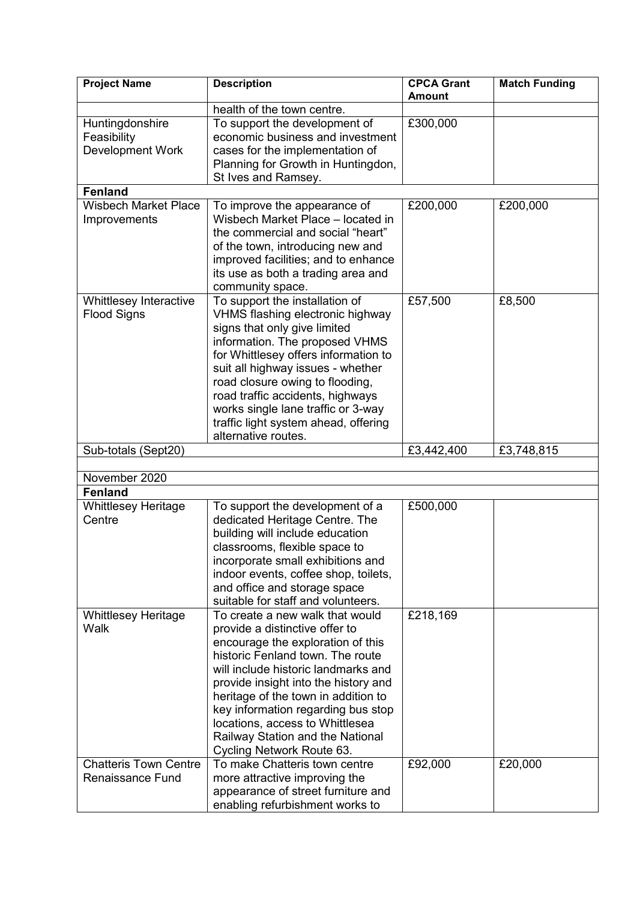| Project Name | Description | CPCA Grant Amount | Match Funding |
|---|---|---|---|
| | health of the town centre. | | |
| Huntingdonshire Feasibility Development Work | To support the development of economic business and investment cases for the implementation of Planning for Growth in Huntingdon, St Ives and Ramsey. | £300,000 | |
| **Fenland** | | | |
| Wisbech Market Place Improvements | To improve the appearance of Wisbech Market Place – located in the commercial and social "heart" of the town, introducing new and improved facilities; and to enhance its use as both a trading area and community space. | £200,000 | £200,000 |
| Whittlesey Interactive Flood Signs | To support the installation of VHMS flashing electronic highway signs that only give limited information. The proposed VHMS for Whittlesey offers information to suit all highway issues - whether road closure owing to flooding, road traffic accidents, highways works single lane traffic or 3-way traffic light system ahead, offering alternative routes. | £57,500 | £8,500 |
| Sub-totals (Sept20) | | £3,442,400 | £3,748,815 |
| | | | |
| November 2020 | | | |
| **Fenland** | | | |
| Whittlesey Heritage Centre | To support the development of a dedicated Heritage Centre. The building will include education classrooms, flexible space to incorporate small exhibitions and indoor events, coffee shop, toilets, and office and storage space suitable for staff and volunteers. | £500,000 | |
| Whittlesey Heritage Walk | To create a new walk that would provide a distinctive offer to encourage the exploration of this historic Fenland town. The route will include historic landmarks and provide insight into the history and heritage of the town in addition to key information regarding bus stop locations, access to Whittlesea Railway Station and the National Cycling Network Route 63. | £218,169 | |
| Chatteris Town Centre Renaissance Fund | To make Chatteris town centre more attractive improving the appearance of street furniture and enabling refurbishment works to | £92,000 | £20,000 |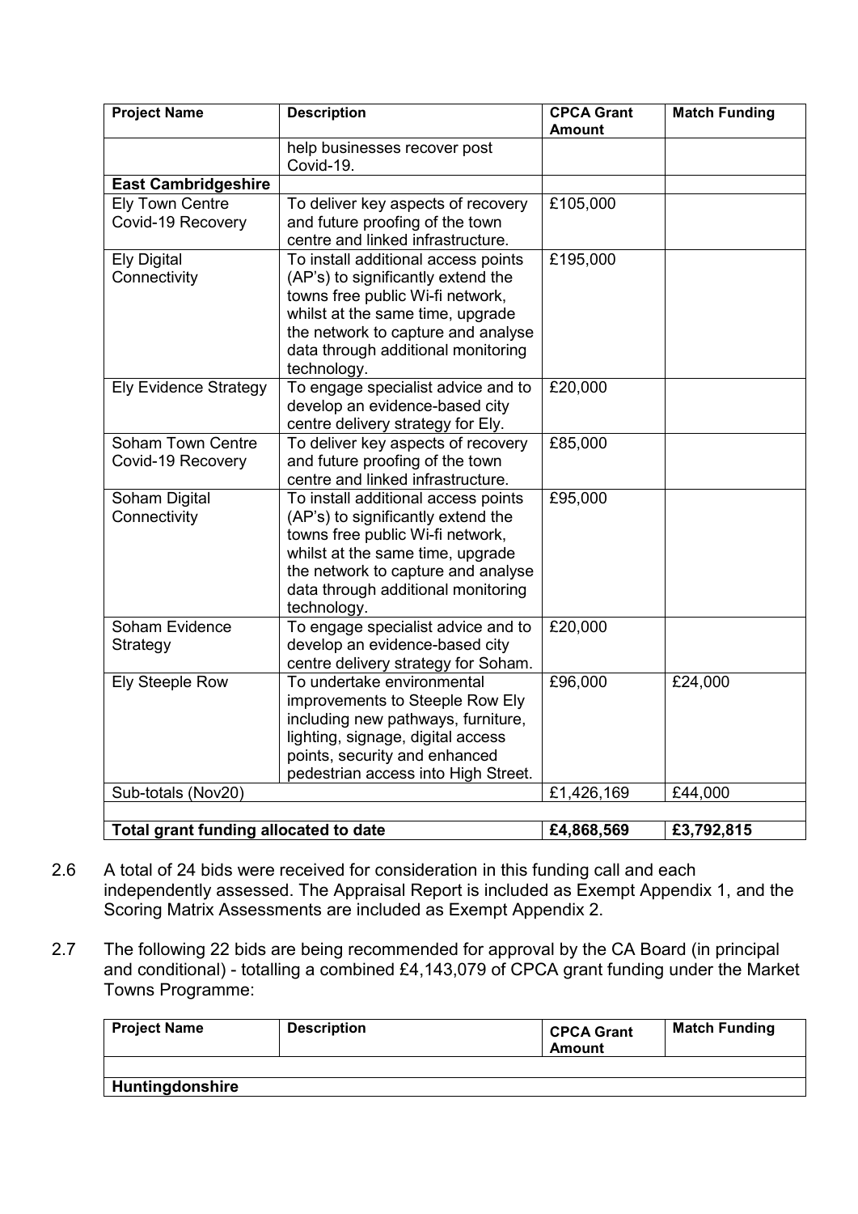| Project Name | Description | CPCA Grant Amount | Match Funding |
|---|---|---|---|
| | help businesses recover post Covid-19. | | |
| **East Cambridgeshire** | | | |
| Ely Town Centre Covid-19 Recovery | To deliver key aspects of recovery and future proofing of the town centre and linked infrastructure. | £105,000 | |
| Ely Digital Connectivity | To install additional access points (AP's) to significantly extend the towns free public Wi-fi network, whilst at the same time, upgrade the network to capture and analyse data through additional monitoring technology. | £195,000 | |
| Ely Evidence Strategy | To engage specialist advice and to develop an evidence-based city centre delivery strategy for Ely. | £20,000 | |
| Soham Town Centre Covid-19 Recovery | To deliver key aspects of recovery and future proofing of the town centre and linked infrastructure. | £85,000 | |
| Soham Digital Connectivity | To install additional access points (AP's) to significantly extend the towns free public Wi-fi network, whilst at the same time, upgrade the network to capture and analyse data through additional monitoring technology. | £95,000 | |
| Soham Evidence Strategy | To engage specialist advice and to develop an evidence-based city centre delivery strategy for Soham. | £20,000 | |
| Ely Steeple Row | To undertake environmental improvements to Steeple Row Ely including new pathways, furniture, lighting, signage, digital access points, security and enhanced pedestrian access into High Street. | £96,000 | £24,000 |
| Sub-totals (Nov20) | | £1,426,169 | £44,000 |
| | | | |
| **Total grant funding allocated to date** | | **£4,868,569** | **£3,792,815** |

2.6 A total of 24 bids were received for consideration in this funding call and each independently assessed. The Appraisal Report is included as Exempt Appendix 1, and the Scoring Matrix Assessments are included as Exempt Appendix 2.

2.7 The following 22 bids are being recommended for approval by the CA Board (in principal and conditional) - totalling a combined £4,143,079 of CPCA grant funding under the Market Towns Programme:

| Project Name | Description | CPCA Grant Amount | Match Funding |
|---|---|---|---|
| | | | |
| **Huntingdonshire** | | | |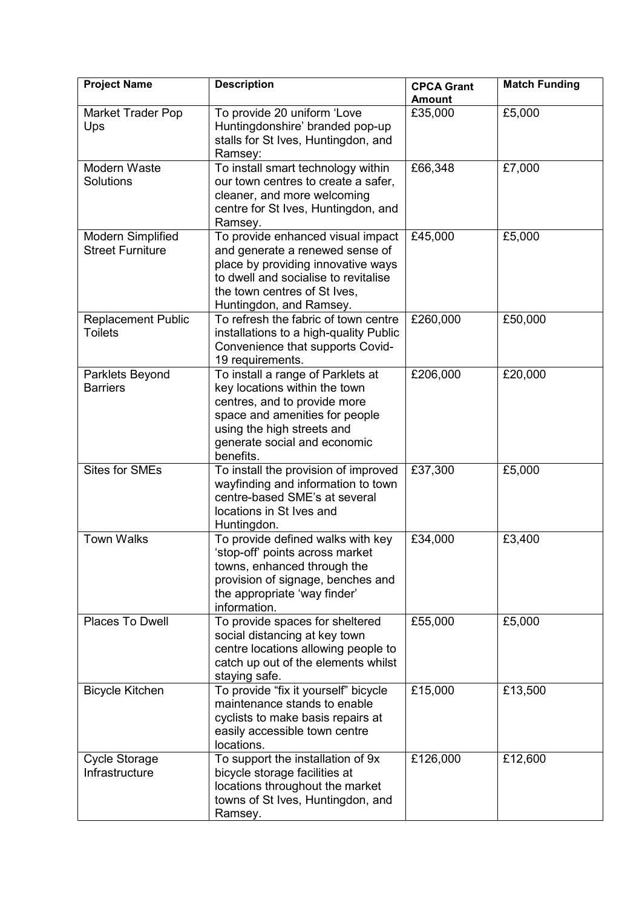| Project Name | Description | CPCA Grant Amount | Match Funding |
|---|---|---|---|
| Market Trader Pop Ups | To provide 20 uniform 'Love Huntingdonshire' branded pop-up stalls for St Ives, Huntingdon, and Ramsey: | £35,000 | £5,000 |
| Modern Waste Solutions | To install smart technology within our town centres to create a safer, cleaner, and more welcoming centre for St Ives, Huntingdon, and Ramsey. | £66,348 | £7,000 |
| Modern Simplified Street Furniture | To provide enhanced visual impact and generate a renewed sense of place by providing innovative ways to dwell and socialise to revitalise the town centres of St Ives, Huntingdon, and Ramsey. | £45,000 | £5,000 |
| Replacement Public Toilets | To refresh the fabric of town centre installations to a high-quality Public Convenience that supports Covid-19 requirements. | £260,000 | £50,000 |
| Parklets Beyond Barriers | To install a range of Parklets at key locations within the town centres, and to provide more space and amenities for people using the high streets and generate social and economic benefits. | £206,000 | £20,000 |
| Sites for SMEs | To install the provision of improved wayfinding and information to town centre-based SME's at several locations in St Ives and Huntingdon. | £37,300 | £5,000 |
| Town Walks | To provide defined walks with key 'stop-off' points across market towns, enhanced through the provision of signage, benches and the appropriate 'way finder' information. | £34,000 | £3,400 |
| Places To Dwell | To provide spaces for sheltered social distancing at key town centre locations allowing people to catch up out of the elements whilst staying safe. | £55,000 | £5,000 |
| Bicycle Kitchen | To provide "fix it yourself" bicycle maintenance stands to enable cyclists to make basis repairs at easily accessible town centre locations. | £15,000 | £13,500 |
| Cycle Storage Infrastructure | To support the installation of 9x bicycle storage facilities at locations throughout the market towns of St Ives, Huntingdon, and Ramsey. | £126,000 | £12,600 |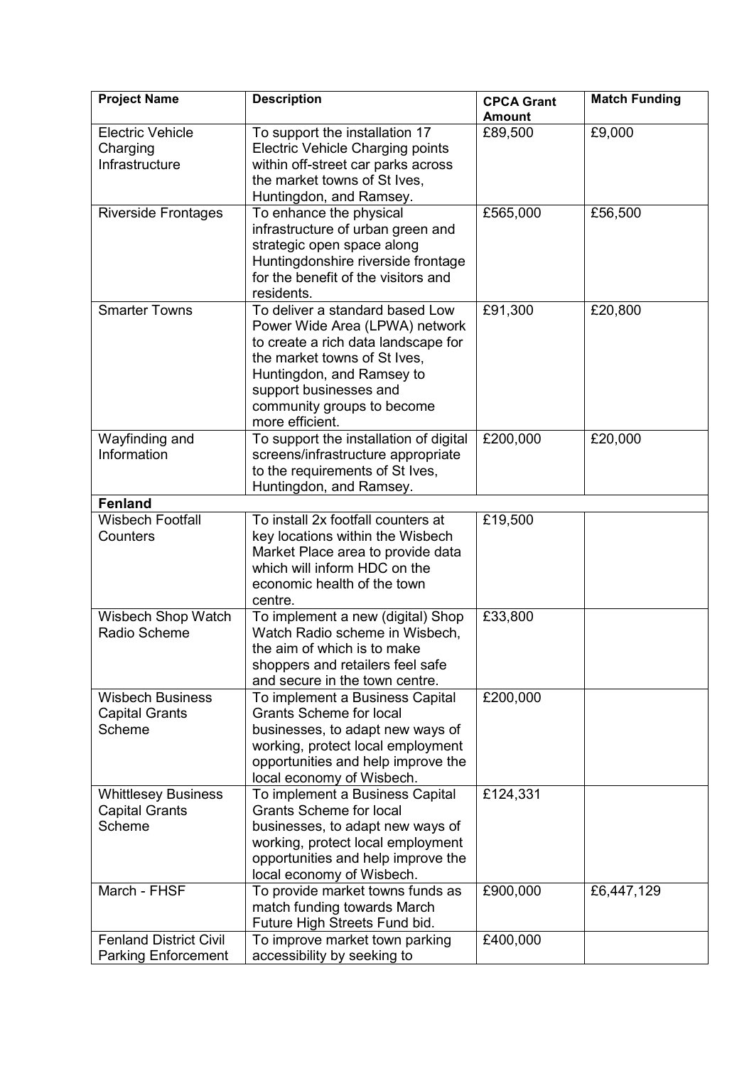| Project Name | Description | CPCA Grant Amount | Match Funding |
|---|---|---|---|
| Electric Vehicle Charging Infrastructure | To support the installation 17 Electric Vehicle Charging points within off-street car parks across the market towns of St Ives, Huntingdon, and Ramsey. | £89,500 | £9,000 |
| Riverside Frontages | To enhance the physical infrastructure of urban green and strategic open space along Huntingdonshire riverside frontage for the benefit of the visitors and residents. | £565,000 | £56,500 |
| Smarter Towns | To deliver a standard based Low Power Wide Area (LPWA) network to create a rich data landscape for the market towns of St Ives, Huntingdon, and Ramsey to support businesses and community groups to become more efficient. | £91,300 | £20,800 |
| Wayfinding and Information | To support the installation of digital screens/infrastructure appropriate to the requirements of St Ives, Huntingdon, and Ramsey. | £200,000 | £20,000 |
| **Fenland** | | | |
| Wisbech Footfall Counters | To install 2x footfall counters at key locations within the Wisbech Market Place area to provide data which will inform HDC on the economic health of the town centre. | £19,500 | |
| Wisbech Shop Watch Radio Scheme | To implement a new (digital) Shop Watch Radio scheme in Wisbech, the aim of which is to make shoppers and retailers feel safe and secure in the town centre. | £33,800 | |
| Wisbech Business Capital Grants Scheme | To implement a Business Capital Grants Scheme for local businesses, to adapt new ways of working, protect local employment opportunities and help improve the local economy of Wisbech. | £200,000 | |
| Whittlesey Business Capital Grants Scheme | To implement a Business Capital Grants Scheme for local businesses, to adapt new ways of working, protect local employment opportunities and help improve the local economy of Wisbech. | £124,331 | |
| March - FHSF | To provide market towns funds as match funding towards March Future High Streets Fund bid. | £900,000 | £6,447,129 |
| Fenland District Civil Parking Enforcement | To improve market town parking accessibility by seeking to | £400,000 | |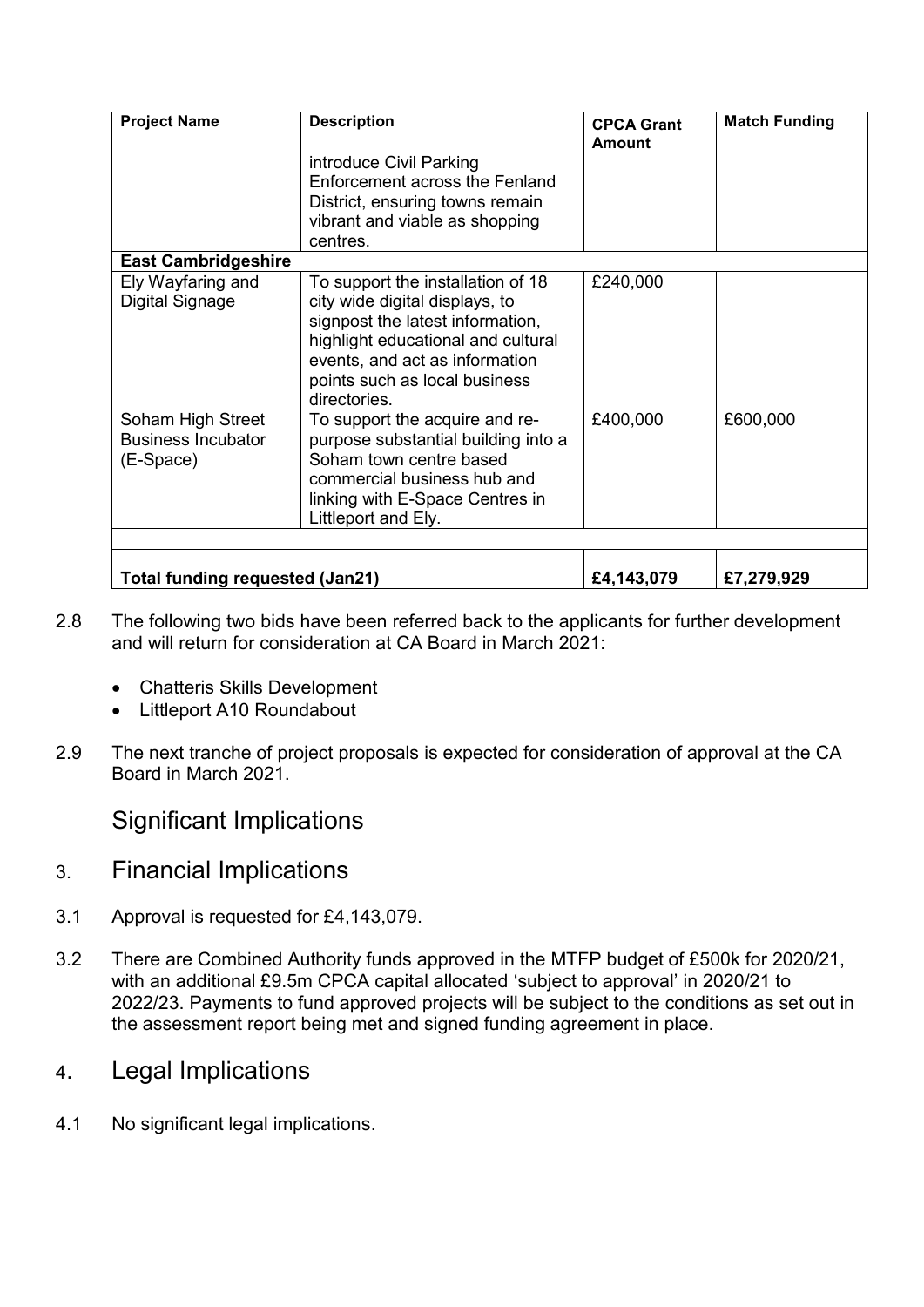| Project Name | Description | CPCA Grant Amount | Match Funding |
|---|---|---|---|
| | introduce Civil Parking Enforcement across the Fenland District, ensuring towns remain vibrant and viable as shopping centres. | | |
| **East Cambridgeshire** | | | |
| Ely Wayfaring and Digital Signage | To support the installation of 18 city wide digital displays, to signpost the latest information, highlight educational and cultural events, and act as information points such as local business directories. | £240,000 | |
| Soham High Street Business Incubator (E-Space) | To support the acquire and re-purpose substantial building into a Soham town centre based commercial business hub and linking with E-Space Centres in Littleport and Ely. | £400,000 | £600,000 |
| | | | |
| **Total funding requested (Jan21)** | | **£4,143,079** | **£7,279,929** |

2.8 The following two bids have been referred back to the applicants for further development and will return for consideration at CA Board in March 2021:

- Chatteris Skills Development
- Littleport A10 Roundabout

2.9 The next tranche of project proposals is expected for consideration of approval at the CA Board in March 2021.

## Significant Implications

## 3. Financial Implications

3.1 Approval is requested for £4,143,079.

3.2 There are Combined Authority funds approved in the MTFP budget of £500k for 2020/21, with an additional £9.5m CPCA capital allocated 'subject to approval' in 2020/21 to 2022/23. Payments to fund approved projects will be subject to the conditions as set out in the assessment report being met and signed funding agreement in place.

## 4. Legal Implications

4.1 No significant legal implications.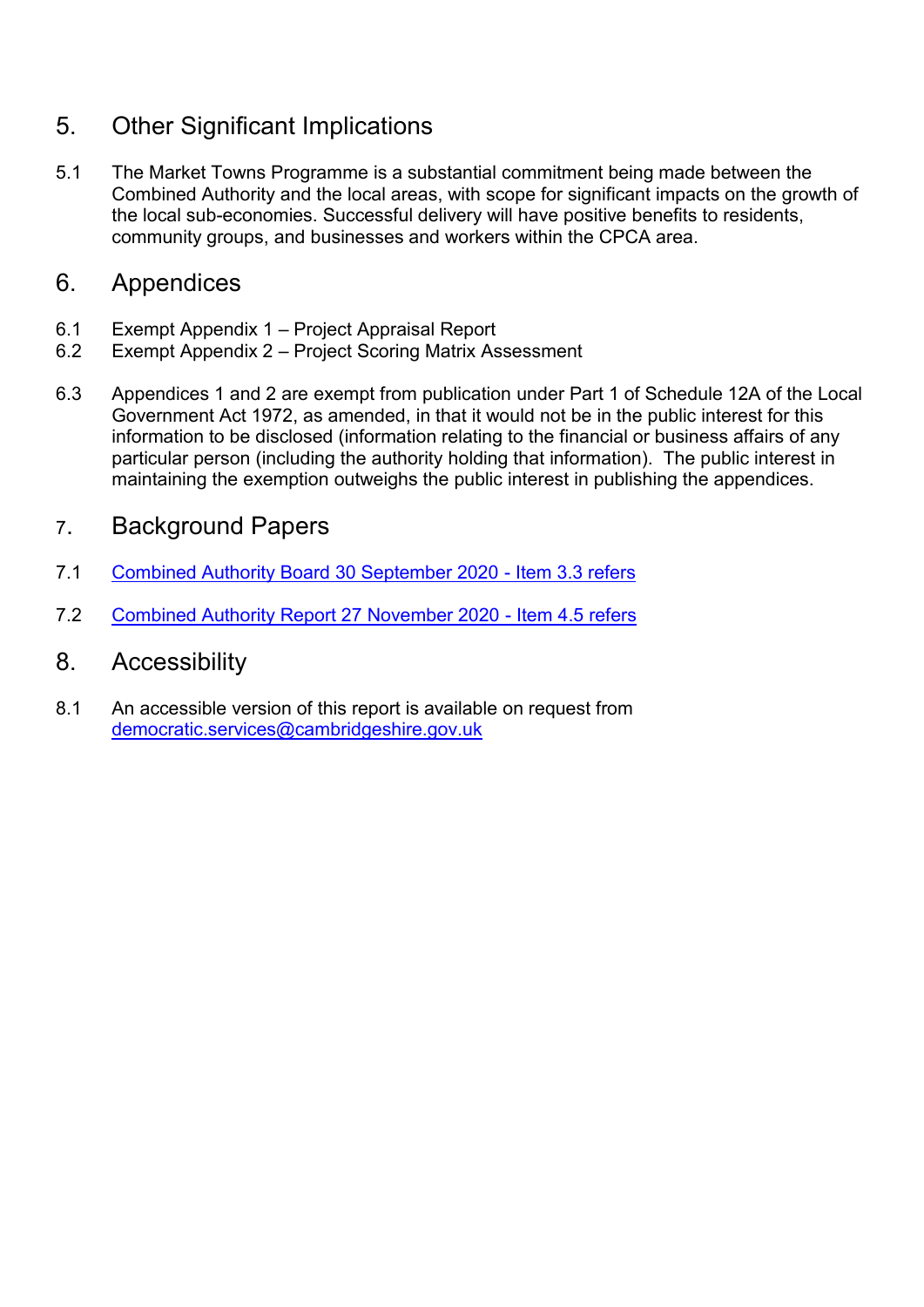## 5. Other Significant Implications

5.1 The Market Towns Programme is a substantial commitment being made between the Combined Authority and the local areas, with scope for significant impacts on the growth of the local sub-economies. Successful delivery will have positive benefits to residents, community groups, and businesses and workers within the CPCA area.

## 6. Appendices

6.1 Exempt Appendix 1 – Project Appraisal Report
6.2 Exempt Appendix 2 – Project Scoring Matrix Assessment

6.3 Appendices 1 and 2 are exempt from publication under Part 1 of Schedule 12A of the Local Government Act 1972, as amended, in that it would not be in the public interest for this information to be disclosed (information relating to the financial or business affairs of any particular person (including the authority holding that information). The public interest in maintaining the exemption outweighs the public interest in publishing the appendices.

## 7. Background Papers

7.1 Combined Authority Board 30 September 2020 - Item 3.3 refers

7.2 Combined Authority Report 27 November 2020 - Item 4.5 refers

## 8. Accessibility

8.1 An accessible version of this report is available on request from democratic.services@cambridgeshire.gov.uk